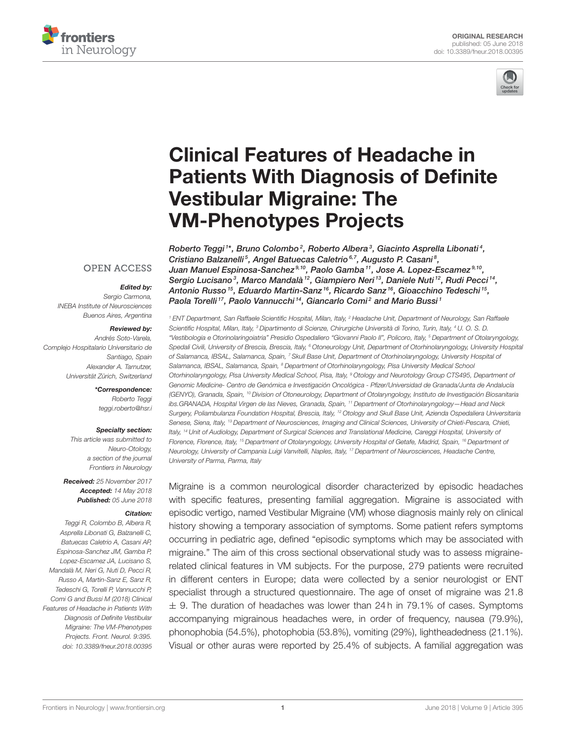ORIGINAL RESEARCH
published: 05 June 2018
doi: 10.3389/fneur.2018.00395

# Clinical Features of Headache in Patients With Diagnosis of Definite Vestibular Migraine: The VM-Phenotypes Projects

*Roberto Teggi[1]\*, Bruno Colombo[2], Roberto Albera[3], Giacinto Asprella Libonati[4], Cristiano Balzanelli[5], Angel Batuecas Caletrio[6,7], Augusto P. Casani[8], Juan Manuel Espinosa-Sanchez[9,10], Paolo Gamba[11], Jose A. Lopez-Escamez[9,10], Sergio Lucisano[3], Marco Mandalà[12], Giampiero Neri[13], Daniele Nuti[12], Rudi Pecci[14], Antonio Russo[15], Eduardo Martin-Sanz[16], Ricardo Sanz[16], Gioacchino Tedeschi[15], Paola Torelli[17], Paolo Vannucchi[14], Giancarlo Comi[2] and Mario Bussi[1]*

[1] ENT Department, San Raffaele Scientific Hospital, Milan, Italy, [2] Headache Unit, Department of Neurology, San Raffaele Scientific Hospital, Milan, Italy, [3] Dipartimento di Scienze, Chirurgiche Università di Torino, Turin, Italy, [4] U. O. S. D. "Vestibologia e Otorinolaringoiatria" Presidio Ospedaliero "Giovanni Paolo II", Policoro, Italy, [5] Department of Otolaryngology, Spedali Civili, University of Brescia, Brescia, Italy, [6] Otoneurology Unit, Department of Otorhinolaryngology, University Hospital of Salamanca, IBSAL, Salamanca, Spain, [7] Skull Base Unit, Department of Otorhinolaryngology, University Hospital of Salamanca, IBSAL, Salamanca, Spain, [8] Department of Otorhinolaryngology, Pisa University Medical School Otorhinolaryngology, Pisa University Medical School, Pisa, Italy, [9] Otology and Neurotology Group CTS495, Department of Genomic Medicine- Centro de Genómica e Investigación Oncológica - Pfizer/Universidad de Granada/Junta de Andalucía (GENYO), Granada, Spain, [10] Division of Otoneurology, Department of Otolaryngology, Instituto de Investigación Biosanitaria ibs.GRANADA, Hospital Virgen de las Nieves, Granada, Spain, [11] Department of Otorhinolaryngology—Head and Neck Surgery, Poliambulanza Foundation Hospital, Brescia, Italy, [12] Otology and Skull Base Unit, Azienda Ospedaliera Universitaria Senese, Siena, Italy, [13] Department of Neurosciences, Imaging and Clinical Sciences, University of Chieti-Pescara, Chieti, Italy, [14] Unit of Audiology, Department of Surgical Sciences and Translational Medicine, Careggi Hospital, University of Florence, Florence, Italy, [15] Department of Otolaryngology, University Hospital of Getafe, Madrid, Spain, [16] Department of Neurology, University of Campania Luigi Vanvitelli, Naples, Italy, [17] Department of Neurosciences, Headache Centre, University of Parma, Parma, Italy

OPEN ACCESS

***Edited by:***
*Sergio Carmona, INEBA Institute of Neurosciences Buenos Aires, Argentina*

***Reviewed by:***
*Andrés Soto-Varela, Complejo Hospitalario Universitario de Santiago, Spain*
*Alexander A. Tarnutzer, Universität Zürich, Switzerland*

***\*Correspondence:***
*Roberto Teggi*
*teggi.roberto@hsr.i*

***Specialty section:***
*This article was submitted to Neuro-Otology, a section of the journal Frontiers in Neurology*

***Received:*** *25 November 2017*
***Accepted:*** *14 May 2018*
***Published:*** *05 June 2018*

***Citation:***
*Teggi R, Colombo B, Albera R, Asprella Libonati G, Balzanelli C, Batuecas Caletrio A, Casani AP, Espinosa-Sanchez JM, Gamba P, Lopez-Escamez JA, Lucisano S, Mandalà M, Neri G, Nuti D, Pecci R, Russo A, Martin-Sanz E, Sanz R, Tedeschi G, Torelli P, Vannucchi P, Comi G and Bussi M (2018) Clinical Features of Headache in Patients With Diagnosis of Definite Vestibular Migraine: The VM-Phenotypes Projects. Front. Neurol. 9:395. doi: 10.3389/fneur.2018.00395*

Migraine is a common neurological disorder characterized by episodic headaches with specific features, presenting familial aggregation. Migraine is associated with episodic vertigo, named Vestibular Migraine (VM) whose diagnosis mainly rely on clinical history showing a temporary association of symptoms. Some patient refers symptoms occurring in pediatric age, defined "episodic symptoms which may be associated with migraine." The aim of this cross sectional observational study was to assess migraine-related clinical features in VM subjects. For the purpose, 279 patients were recruited in different centers in Europe; data were collected by a senior neurologist or ENT specialist through a structured questionnaire. The age of onset of migraine was 21.8 $\pm$ 9. The duration of headaches was lower than 24 h in 79.1% of cases. Symptoms accompanying migrainous headaches were, in order of frequency, nausea (79.9%), phonophobia (54.5%), photophobia (53.8%), vomiting (29%), lightheadedness (21.1%). Visual or other auras were reported by 25.4% of subjects. A familial aggregation was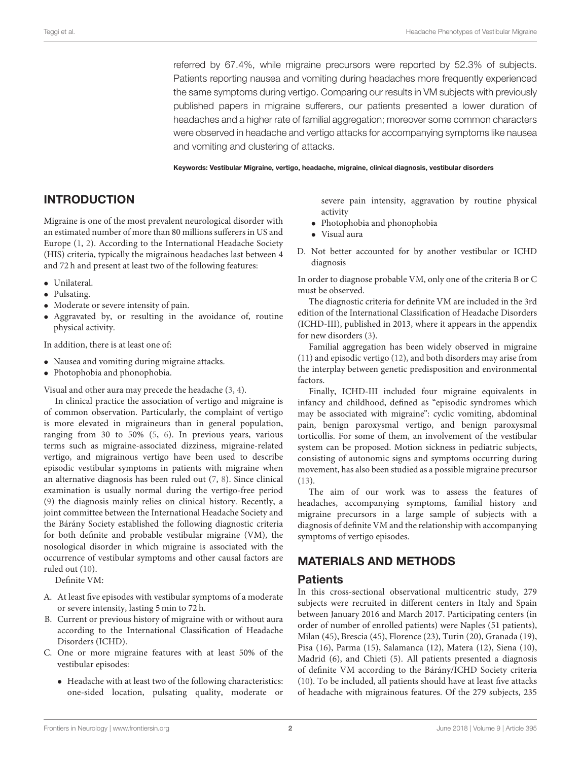referred by 67.4%, while migraine precursors were reported by 52.3% of subjects. Patients reporting nausea and vomiting during headaches more frequently experienced the same symptoms during vertigo. Comparing our results in VM subjects with previously published papers in migraine sufferers, our patients presented a lower duration of headaches and a higher rate of familial aggregation; moreover some common characters were observed in headache and vertigo attacks for accompanying symptoms like nausea and vomiting and clustering of attacks.

**Keywords: Vestibular Migraine, vertigo, headache, migraine, clinical diagnosis, vestibular disorders**

## INTRODUCTION

Migraine is one of the most prevalent neurological disorder with an estimated number of more than 80 millions sufferers in US and Europe (1, 2). According to the International Headache Society (HIS) criteria, typically the migrainous headaches last between 4 and 72 h and present at least two of the following features:

- Unilateral.
- Pulsating.
- Moderate or severe intensity of pain.
- Aggravated by, or resulting in the avoidance of, routine physical activity.

In addition, there is at least one of:

- Nausea and vomiting during migraine attacks.
- Photophobia and phonophobia.

Visual and other aura may precede the headache (3, 4).

In clinical practice the association of vertigo and migraine is of common observation. Particularly, the complaint of vertigo is more elevated in migraineurs than in general population, ranging from 30 to 50% (5, 6). In previous years, various terms such as migraine-associated dizziness, migraine-related vertigo, and migrainous vertigo have been used to describe episodic vestibular symptoms in patients with migraine when an alternative diagnosis has been ruled out (7, 8). Since clinical examination is usually normal during the vertigo-free period (9) the diagnosis mainly relies on clinical history. Recently, a joint committee between the International Headache Society and the Bárány Society established the following diagnostic criteria for both definite and probable vestibular migraine (VM), the nosological disorder in which migraine is associated with the occurrence of vestibular symptoms and other causal factors are ruled out (10).

Definite VM:

A. At least five episodes with vestibular symptoms of a moderate or severe intensity, lasting 5 min to 72 h.
B. Current or previous history of migraine with or without aura according to the International Classification of Headache Disorders (ICHD).
C. One or more migraine features with at least 50% of the vestibular episodes:
   - Headache with at least two of the following characteristics: one-sided location, pulsating quality, moderate or severe pain intensity, aggravation by routine physical activity
   - Photophobia and phonophobia
   - Visual aura
D. Not better accounted for by another vestibular or ICHD diagnosis

In order to diagnose probable VM, only one of the criteria B or C must be observed.

The diagnostic criteria for definite VM are included in the 3rd edition of the International Classification of Headache Disorders (ICHD-III), published in 2013, where it appears in the appendix for new disorders (3).

Familial aggregation has been widely observed in migraine (11) and episodic vertigo (12), and both disorders may arise from the interplay between genetic predisposition and environmental factors.

Finally, ICHD-III included four migraine equivalents in infancy and childhood, defined as "episodic syndromes which may be associated with migraine": cyclic vomiting, abdominal pain, benign paroxysmal vertigo, and benign paroxysmal torticollis. For some of them, an involvement of the vestibular system can be proposed. Motion sickness in pediatric subjects, consisting of autonomic signs and symptoms occurring during movement, has also been studied as a possible migraine precursor (13).

The aim of our work was to assess the features of headaches, accompanying symptoms, familial history and migraine precursors in a large sample of subjects with a diagnosis of definite VM and the relationship with accompanying symptoms of vertigo episodes.

## MATERIALS AND METHODS

### Patients

In this cross-sectional observational multicentric study, 279 subjects were recruited in different centers in Italy and Spain between January 2016 and March 2017. Participating centers (in order of number of enrolled patients) were Naples (51 patients), Milan (45), Brescia (45), Florence (23), Turin (20), Granada (19), Pisa (16), Parma (15), Salamanca (12), Matera (12), Siena (10), Madrid (6), and Chieti (5). All patients presented a diagnosis of definite VM according to the Bárány/ICHD Society criteria (10). To be included, all patients should have at least five attacks of headache with migrainous features. Of the 279 subjects, 235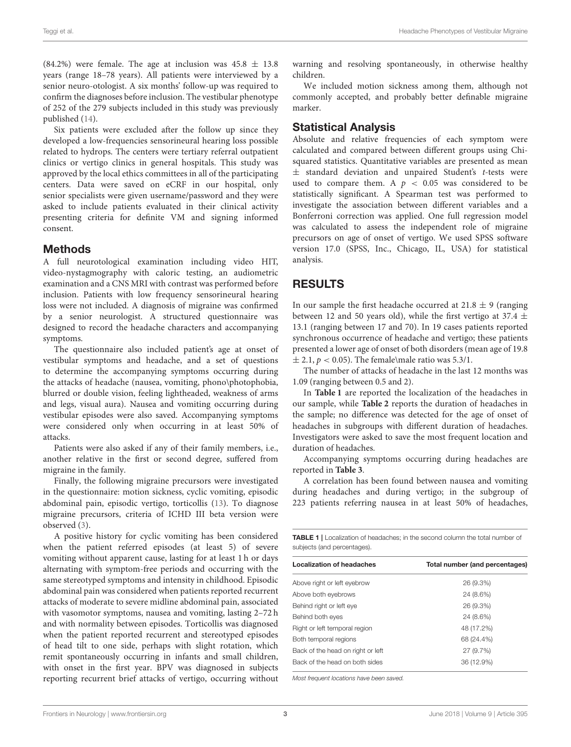(84.2%) were female. The age at inclusion was 45.8 ± 13.8 years (range 18–78 years). All patients were interviewed by a senior neuro-otologist. A six months' follow-up was required to confirm the diagnoses before inclusion. The vestibular phenotype of 252 of the 279 subjects included in this study was previously published (14).

Six patients were excluded after the follow up since they developed a low-frequencies sensorineural hearing loss possible related to hydrops. The centers were tertiary referral outpatient clinics or vertigo clinics in general hospitals. This study was approved by the local ethics committees in all of the participating centers. Data were saved on eCRF in our hospital, only senior specialists were given username/password and they were asked to include patients evaluated in their clinical activity presenting criteria for definite VM and signing informed consent.

## Methods

A full neurotological examination including video HIT, video-nystagmography with caloric testing, an audiometric examination and a CNS MRI with contrast was performed before inclusion. Patients with low frequency sensorineural hearing loss were not included. A diagnosis of migraine was confirmed by a senior neurologist. A structured questionnaire was designed to record the headache characters and accompanying symptoms.

The questionnaire also included patient's age at onset of vestibular symptoms and headache, and a set of questions to determine the accompanying symptoms occurring during the attacks of headache (nausea, vomiting, phono\photophobia, blurred or double vision, feeling lightheaded, weakness of arms and legs, visual aura). Nausea and vomiting occurring during vestibular episodes were also saved. Accompanying symptoms were considered only when occurring in at least 50% of attacks.

Patients were also asked if any of their family members, i.e., another relative in the first or second degree, suffered from migraine in the family.

Finally, the following migraine precursors were investigated in the questionnaire: motion sickness, cyclic vomiting, episodic abdominal pain, episodic vertigo, torticollis (13). To diagnose migraine precursors, criteria of ICHD III beta version were observed (3).

A positive history for cyclic vomiting has been considered when the patient referred episodes (at least 5) of severe vomiting without apparent cause, lasting for at least 1 h or days alternating with symptom-free periods and occurring with the same stereotyped symptoms and intensity in childhood. Episodic abdominal pain was considered when patients reported recurrent attacks of moderate to severe midline abdominal pain, associated with vasomotor symptoms, nausea and vomiting, lasting 2–72 h and with normality between episodes. Torticollis was diagnosed when the patient reported recurrent and stereotyped episodes of head tilt to one side, perhaps with slight rotation, which remit spontaneously occurring in infants and small children, with onset in the first year. BPV was diagnosed in subjects reporting recurrent brief attacks of vertigo, occurring without warning and resolving spontaneously, in otherwise healthy children.

We included motion sickness among them, although not commonly accepted, and probably better definable migraine marker.

## Statistical Analysis

Absolute and relative frequencies of each symptom were calculated and compared between different groups using Chi-squared statistics. Quantitative variables are presented as mean ± standard deviation and unpaired Student's *t*-tests were used to compare them. A $p < 0.05$ was considered to be statistically significant. A Spearman test was performed to investigate the association between different variables and a Bonferroni correction was applied. One full regression model was calculated to assess the independent role of migraine precursors on age of onset of vertigo. We used SPSS software version 17.0 (SPSS, Inc., Chicago, IL, USA) for statistical analysis.

# RESULTS

In our sample the first headache occurred at 21.8 ± 9 (ranging between 12 and 50 years old), while the first vertigo at 37.4 ± 13.1 (ranging between 17 and 70). In 19 cases patients reported synchronous occurrence of headache and vertigo; these patients presented a lower age of onset of both disorders (mean age of 19.8 ± 2.1, $p < 0.05$). The female\male ratio was 5.3/1.

The number of attacks of headache in the last 12 months was 1.09 (ranging between 0.5 and 2).

In **Table 1** are reported the localization of the headaches in our sample, while **Table 2** reports the duration of headaches in the sample; no difference was detected for the age of onset of headaches in subgroups with different duration of headaches. Investigators were asked to save the most frequent location and duration of headaches.

Accompanying symptoms occurring during headaches are reported in **Table 3**.

A correlation has been found between nausea and vomiting during headaches and during vertigo; in the subgroup of 223 patients referring nausea in at least 50% of headaches,

**TABLE 1** | Localization of headaches; in the second column the total number of subjects (and percentages).

| Localization of headaches | Total number (and percentages) |
|---|---|
| Above right or left eyebrow | 26 (9.3%) |
| Above both eyebrows | 24 (8.6%) |
| Behind right or left eye | 26 (9.3%) |
| Behind both eyes | 24 (8.6%) |
| Right or left temporal region | 48 (17.2%) |
| Both temporal regions | 68 (24.4%) |
| Back of the head on right or left | 27 (9.7%) |
| Back of the head on both sides | 36 (12.9%) |

*Most frequent locations have been saved.*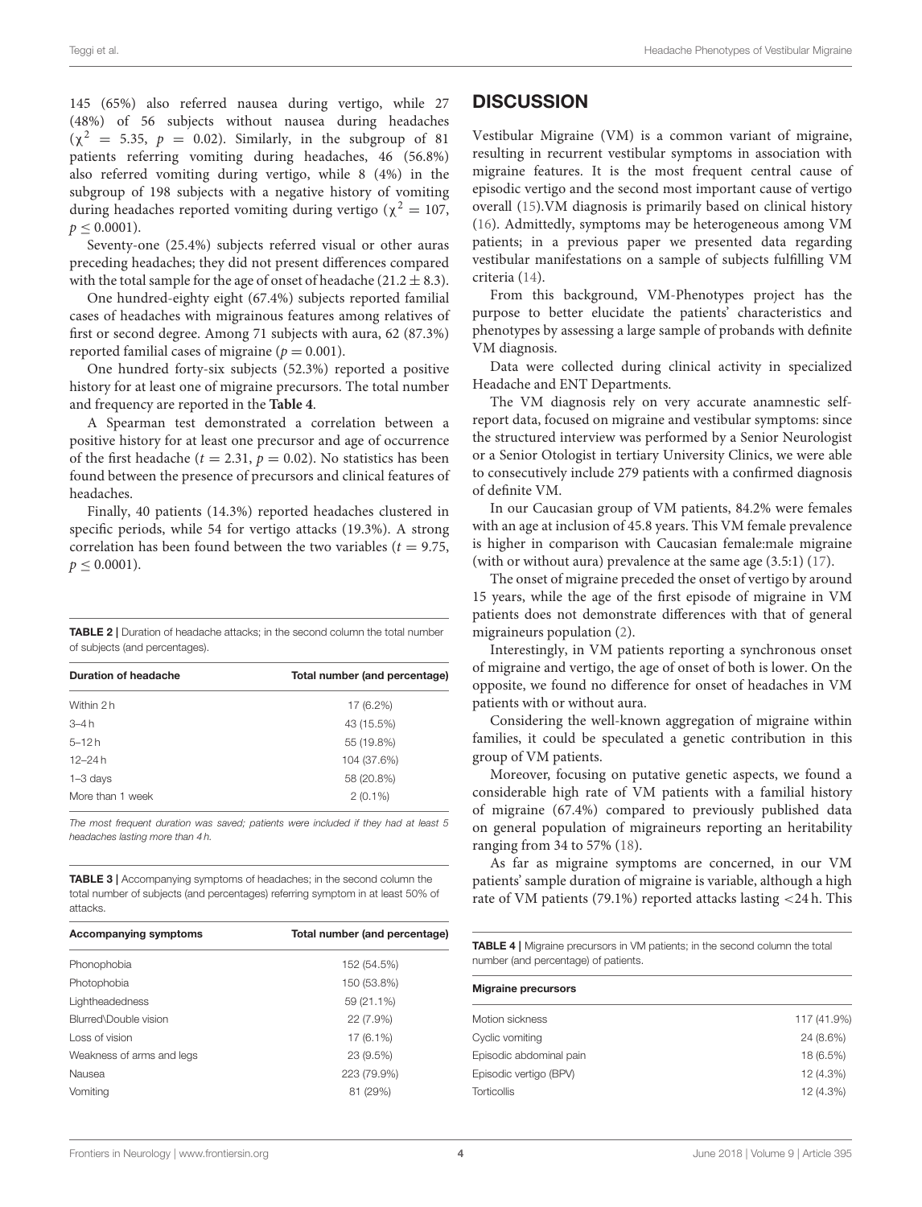145 (65%) also referred nausea during vertigo, while 27 (48%) of 56 subjects without nausea during headaches ($\chi^2 = 5.35$, $p = 0.02$). Similarly, in the subgroup of 81 patients referring vomiting during headaches, 46 (56.8%) also referred vomiting during vertigo, while 8 (4%) in the subgroup of 198 subjects with a negative history of vomiting during headaches reported vomiting during vertigo ($\chi^2 = 107$, $p \leq 0.0001$).

Seventy-one (25.4%) subjects referred visual or other auras preceding headaches; they did not present differences compared with the total sample for the age of onset of headache (21.2 ± 8.3).

One hundred-eighty eight (67.4%) subjects reported familial cases of headaches with migrainous features among relatives of first or second degree. Among 71 subjects with aura, 62 (87.3%) reported familial cases of migraine ($p = 0.001$).

One hundred forty-six subjects (52.3%) reported a positive history for at least one of migraine precursors. The total number and frequency are reported in the **Table 4**.

A Spearman test demonstrated a correlation between a positive history for at least one precursor and age of occurrence of the first headache ($t = 2.31$, $p = 0.02$). No statistics has been found between the presence of precursors and clinical features of headaches.

Finally, 40 patients (14.3%) reported headaches clustered in specific periods, while 54 for vertigo attacks (19.3%). A strong correlation has been found between the two variables ($t = 9.75$, $p \leq 0.0001$).

**TABLE 2 |** Duration of headache attacks; in the second column the total number of subjects (and percentages).

| Duration of headache | Total number (and percentage) |
|---|---|
| Within 2 h | 17 (6.2%) |
| 3–4 h | 43 (15.5%) |
| 5–12 h | 55 (19.8%) |
| 12–24 h | 104 (37.6%) |
| 1–3 days | 58 (20.8%) |
| More than 1 week | 2 (0.1%) |

*The most frequent duration was saved; patients were included if they had at least 5 headaches lasting more than 4 h.*

**TABLE 3 |** Accompanying symptoms of headaches; in the second column the total number of subjects (and percentages) referring symptom in at least 50% of attacks.

| Accompanying symptoms | Total number (and percentage) |
|---|---|
| Phonophobia | 152 (54.5%) |
| Photophobia | 150 (53.8%) |
| Lightheadedness | 59 (21.1%) |
| Blurred\Double vision | 22 (7.9%) |
| Loss of vision | 17 (6.1%) |
| Weakness of arms and legs | 23 (9.5%) |
| Nausea | 223 (79.9%) |
| Vomiting | 81 (29%) |

## DISCUSSION

Vestibular Migraine (VM) is a common variant of migraine, resulting in recurrent vestibular symptoms in association with migraine features. It is the most frequent central cause of episodic vertigo and the second most important cause of vertigo overall (15).VM diagnosis is primarily based on clinical history (16). Admittedly, symptoms may be heterogeneous among VM patients; in a previous paper we presented data regarding vestibular manifestations on a sample of subjects fulfilling VM criteria (14).

From this background, VM-Phenotypes project has the purpose to better elucidate the patients' characteristics and phenotypes by assessing a large sample of probands with definite VM diagnosis.

Data were collected during clinical activity in specialized Headache and ENT Departments.

The VM diagnosis rely on very accurate anamnestic self-report data, focused on migraine and vestibular symptoms: since the structured interview was performed by a Senior Neurologist or a Senior Otologist in tertiary University Clinics, we were able to consecutively include 279 patients with a confirmed diagnosis of definite VM.

In our Caucasian group of VM patients, 84.2% were females with an age at inclusion of 45.8 years. This VM female prevalence is higher in comparison with Caucasian female:male migraine (with or without aura) prevalence at the same age (3.5:1) (17).

The onset of migraine preceded the onset of vertigo by around 15 years, while the age of the first episode of migraine in VM patients does not demonstrate differences with that of general migraineurs population (2).

Interestingly, in VM patients reporting a synchronous onset of migraine and vertigo, the age of onset of both is lower. On the opposite, we found no difference for onset of headaches in VM patients with or without aura.

Considering the well-known aggregation of migraine within families, it could be speculated a genetic contribution in this group of VM patients.

Moreover, focusing on putative genetic aspects, we found a considerable high rate of VM patients with a familial history of migraine (67.4%) compared to previously published data on general population of migraineurs reporting an heritability ranging from 34 to 57% (18).

As far as migraine symptoms are concerned, in our VM patients' sample duration of migraine is variable, although a high rate of VM patients (79.1%) reported attacks lasting <24 h. This

**TABLE 4 |** Migraine precursors in VM patients; in the second column the total number (and percentage) of patients.

| Migraine precursors | |
|---|---|
| Motion sickness | 117 (41.9%) |
| Cyclic vomiting | 24 (8.6%) |
| Episodic abdominal pain | 18 (6.5%) |
| Episodic vertigo (BPV) | 12 (4.3%) |
| Torticollis | 12 (4.3%) |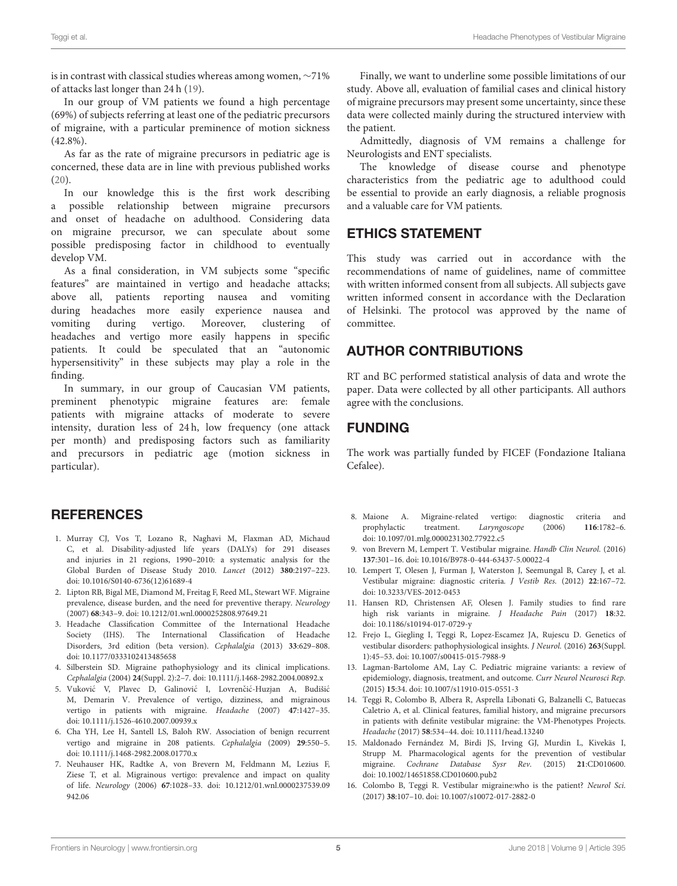is in contrast with classical studies whereas among women, ∼71% of attacks last longer than 24 h (19).

In our group of VM patients we found a high percentage (69%) of subjects referring at least one of the pediatric precursors of migraine, with a particular preminence of motion sickness (42.8%).

As far as the rate of migraine precursors in pediatric age is concerned, these data are in line with previous published works (20).

In our knowledge this is the first work describing a possible relationship between migraine precursors and onset of headache on adulthood. Considering data on migraine precursor, we can speculate about some possible predisposing factor in childhood to eventually develop VM.

As a final consideration, in VM subjects some "specific features" are maintained in vertigo and headache attacks; above all, patients reporting nausea and vomiting during headaches more easily experience nausea and vomiting during vertigo. Moreover, clustering of headaches and vertigo more easily happens in specific patients. It could be speculated that an "autonomic hypersensitivity" in these subjects may play a role in the finding.

In summary, in our group of Caucasian VM patients, preminent phenotypic migraine features are: female patients with migraine attacks of moderate to severe intensity, duration less of 24 h, low frequency (one attack per month) and predisposing factors such as familiarity and precursors in pediatric age (motion sickness in particular).

Finally, we want to underline some possible limitations of our study. Above all, evaluation of familial cases and clinical history of migraine precursors may present some uncertainty, since these data were collected mainly during the structured interview with the patient.

Admittedly, diagnosis of VM remains a challenge for Neurologists and ENT specialists.

The knowledge of disease course and phenotype characteristics from the pediatric age to adulthood could be essential to provide an early diagnosis, a reliable prognosis and a valuable care for VM patients.

## ETHICS STATEMENT

This study was carried out in accordance with the recommendations of name of guidelines, name of committee with written informed consent from all subjects. All subjects gave written informed consent in accordance with the Declaration of Helsinki. The protocol was approved by the name of committee.

## AUTHOR CONTRIBUTIONS

RT and BC performed statistical analysis of data and wrote the paper. Data were collected by all other participants. All authors agree with the conclusions.

## FUNDING

The work was partially funded by FICEF (Fondazione Italiana Cefalee).

## REFERENCES

1. Murray CJ, Vos T, Lozano R, Naghavi M, Flaxman AD, Michaud C, et al. Disability-adjusted life years (DALYs) for 291 diseases and injuries in 21 regions, 1990–2010: a systematic analysis for the Global Burden of Disease Study 2010. *Lancet* (2012) **380**:2197–223. doi: 10.1016/S0140-6736(12)61689-4
2. Lipton RB, Bigal ME, Diamond M, Freitag F, Reed ML, Stewart WF. Migraine prevalence, disease burden, and the need for preventive therapy. *Neurology* (2007) **68**:343–9. doi: 10.1212/01.wnl.0000252808.97649.21
3. Headache Classification Committee of the International Headache Society (IHS). The International Classification of Headache Disorders, 3rd edition (beta version). *Cephalalgia* (2013) **33**:629–808. doi: 10.1177/0333102413485658
4. Silberstein SD. Migraine pathophysiology and its clinical implications. *Cephalalgia* (2004) **24**(Suppl. 2):2–7. doi: 10.1111/j.1468-2982.2004.00892.x
5. Vuković V, Plavec D, Galinović I, Lovrenčić-Huzjan A, Budišić M, Demarin V. Prevalence of vertigo, dizziness, and migrainous vertigo in patients with migraine. *Headache* (2007) **47**:1427–35. doi: 10.1111/j.1526-4610.2007.00939.x
6. Cha YH, Lee H, Santell LS, Baloh RW. Association of benign recurrent vertigo and migraine in 208 patients. *Cephalalgia* (2009) **29**:550–5. doi: 10.1111/j.1468-2982.2008.01770.x
7. Neuhauser HK, Radtke A, von Brevern M, Feldmann M, Lezius F, Ziese T, et al. Migrainous vertigo: prevalence and impact on quality of life. *Neurology* (2006) **67**:1028–33. doi: 10.1212/01.wnl.0000237539.09942.06
8. Maione A. Migraine-related vertigo: diagnostic criteria and prophylactic treatment. *Laryngoscope* (2006) **116**:1782–6. doi: 10.1097/01.mlg.0000231302.77922.c5
9. von Brevern M, Lempert T. Vestibular migraine. *Handb Clin Neurol.* (2016) **137**:301–16. doi: 10.1016/B978-0-444-63437-5.00022-4
10. Lempert T, Olesen J, Furman J, Waterston J, Seemungal B, Carey J, et al. Vestibular migraine: diagnostic criteria. *J Vestib Res.* (2012) **22**:167–72. doi: 10.3233/VES-2012-0453
11. Hansen RD, Christensen AF, Olesen J. Family studies to find rare high risk variants in migraine. *J Headache Pain* (2017) **18**:32. doi: 10.1186/s10194-017-0729-y
12. Frejo L, Giegling I, Teggi R, Lopez-Escamez JA, Rujescu D. Genetics of vestibular disorders: pathophysiological insights. *J Neurol.* (2016) **263**(Suppl. 1):45–53. doi: 10.1007/s00415-015-7988-9
13. Lagman-Bartolome AM, Lay C. Pediatric migraine variants: a review of epidemiology, diagnosis, treatment, and outcome. *Curr Neurol Neurosci Rep.* (2015) **15**:34. doi: 10.1007/s11910-015-0551-3
14. Teggi R, Colombo B, Albera R, Asprella Libonati G, Balzanelli C, Batuecas Caletrio A, et al. Clinical features, familial history, and migraine precursors in patients with definite vestibular migraine: the VM-Phenotypes Projects. *Headache* (2017) **58**:534–44. doi: 10.1111/head.13240
15. Maldonado Fernández M, Birdi JS, Irving GJ, Murdin L, Kivekäs I, Strupp M. Pharmacological agents for the prevention of vestibular migraine. *Cochrane Database Sysr Rev.* (2015) **21**:CD010600. doi: 10.1002/14651858.CD010600.pub2
16. Colombo B, Teggi R. Vestibular migraine:who is the patient? *Neurol Sci.* (2017) **38**:107–10. doi: 10.1007/s10072-017-2882-0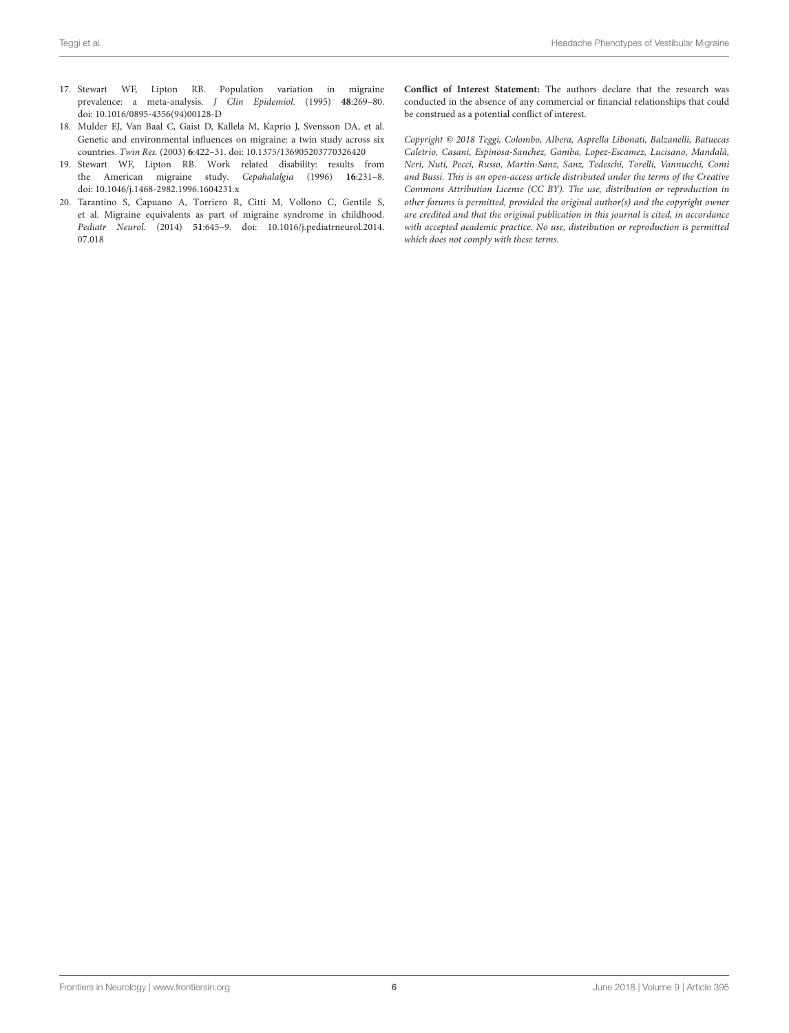17. Stewart WF, Lipton RB. Population variation in migraine prevalence: a meta-analysis. *J Clin Epidemiol.* (1995) **48**:269–80. doi: 10.1016/0895-4356(94)00128-D
18. Mulder EJ, Van Baal C, Gaist D, Kallela M, Kaprio J, Svensson DA, et al. Genetic and environmental influences on migraine: a twin study across six countries. *Twin Res.* (2003) **6**:422–31. doi: 10.1375/136905203770326420
19. Stewart WF, Lipton RB. Work related disability: results from the American migraine study. *Cepahalalgia* (1996) **16**:231–8. doi: 10.1046/j.1468-2982.1996.1604231.x
20. Tarantino S, Capuano A, Torriero R, Citti M, Vollono C, Gentile S, et al. Migraine equivalents as part of migraine syndrome in childhood. *Pediatr Neurol.* (2014) **51**:645–9. doi: 10.1016/j.pediatrneurol.2014.07.018

**Conflict of Interest Statement:** The authors declare that the research was conducted in the absence of any commercial or financial relationships that could be construed as a potential conflict of interest.

*Copyright © 2018 Teggi, Colombo, Albera, Asprella Libonati, Balzanelli, Batuecas Caletrio, Casani, Espinosa-Sanchez, Gamba, Lopez-Escamez, Lucisano, Mandalà, Neri, Nuti, Pecci, Russo, Martin-Sanz, Sanz, Tedeschi, Torelli, Vannucchi, Comi and Bussi. This is an open-access article distributed under the terms of the Creative Commons Attribution License (CC BY). The use, distribution or reproduction in other forums is permitted, provided the original author(s) and the copyright owner are credited and that the original publication in this journal is cited, in accordance with accepted academic practice. No use, distribution or reproduction is permitted which does not comply with these terms.*